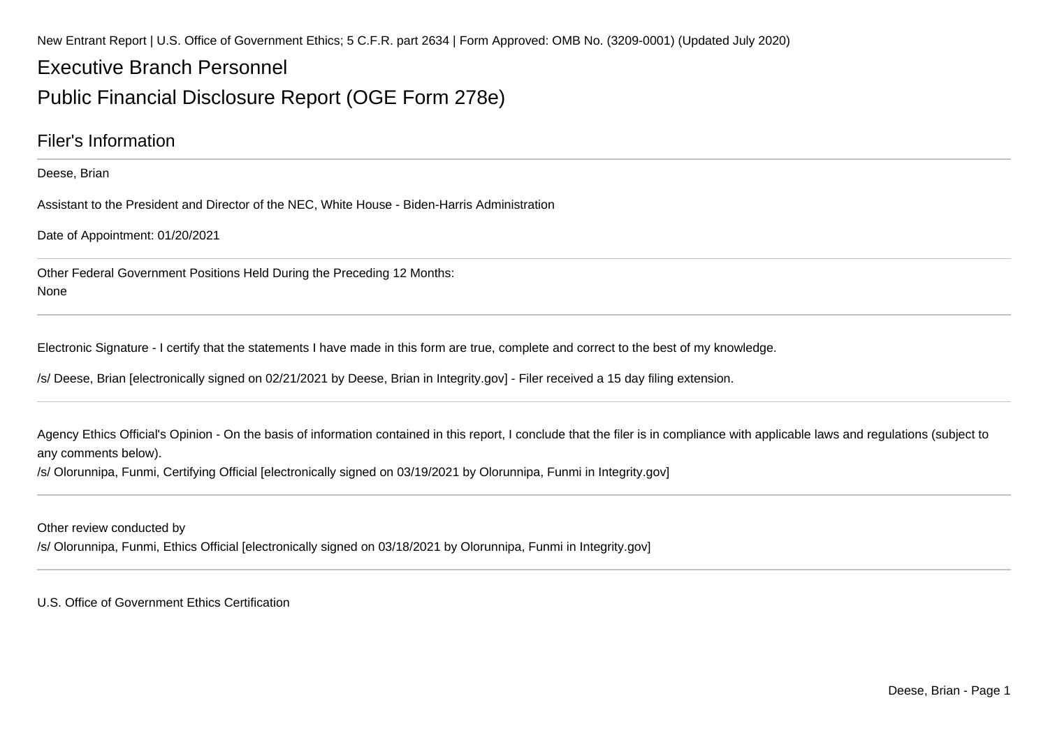New Entrant Report | U.S. Office of Government Ethics; 5 C.F.R. part 2634 | Form Approved: OMB No. (3209-0001) (Updated July 2020)

# Executive Branch Personnel

# Public Financial Disclosure Report (OGE Form 278e)

## Filer's Information

Deese, Brian

Assistant to the President and Director of the NEC, White House - Biden-Harris Administration

Date of Appointment: 01/20/2021

Other Federal Government Positions Held During the Preceding 12 Months:
None

---

Electronic Signature - I certify that the statements I have made in this form are true, complete and correct to the best of my knowledge.

/s/ Deese, Brian [electronically signed on 02/21/2021 by Deese, Brian in Integrity.gov] - Filer received a 15 day filing extension.

---

Agency Ethics Official's Opinion - On the basis of information contained in this report, I conclude that the filer is in compliance with applicable laws and regulations (subject to any comments below).

/s/ Olorunnipa, Funmi, Certifying Official [electronically signed on 03/19/2021 by Olorunnipa, Funmi in Integrity.gov]

---

Other review conducted by

/s/ Olorunnipa, Funmi, Ethics Official [electronically signed on 03/18/2021 by Olorunnipa, Funmi in Integrity.gov]

---

U.S. Office of Government Ethics Certification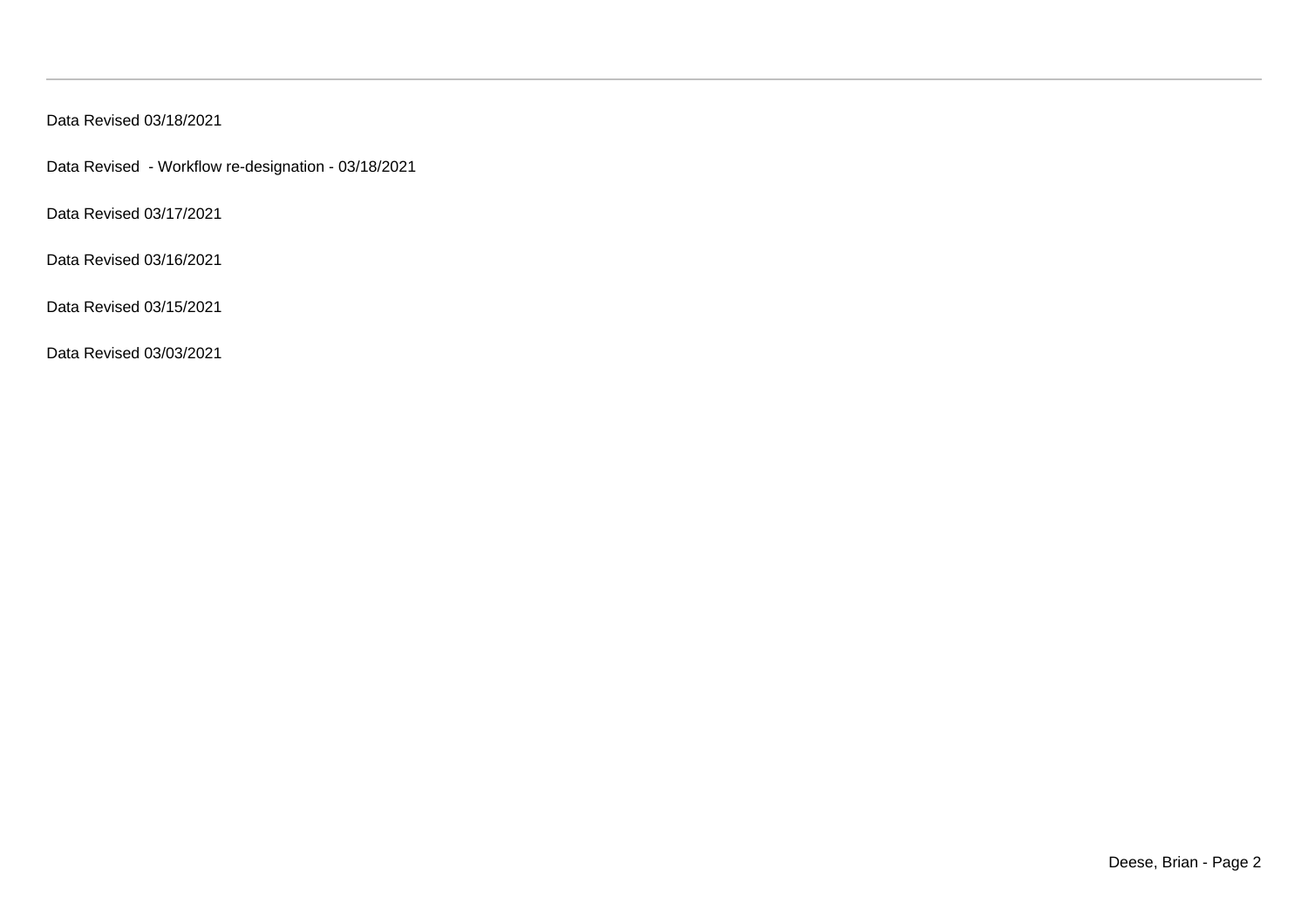Data Revised 03/18/2021

Data Revised  - Workflow re-designation - 03/18/2021

Data Revised 03/17/2021

Data Revised 03/16/2021

Data Revised 03/15/2021

Data Revised 03/03/2021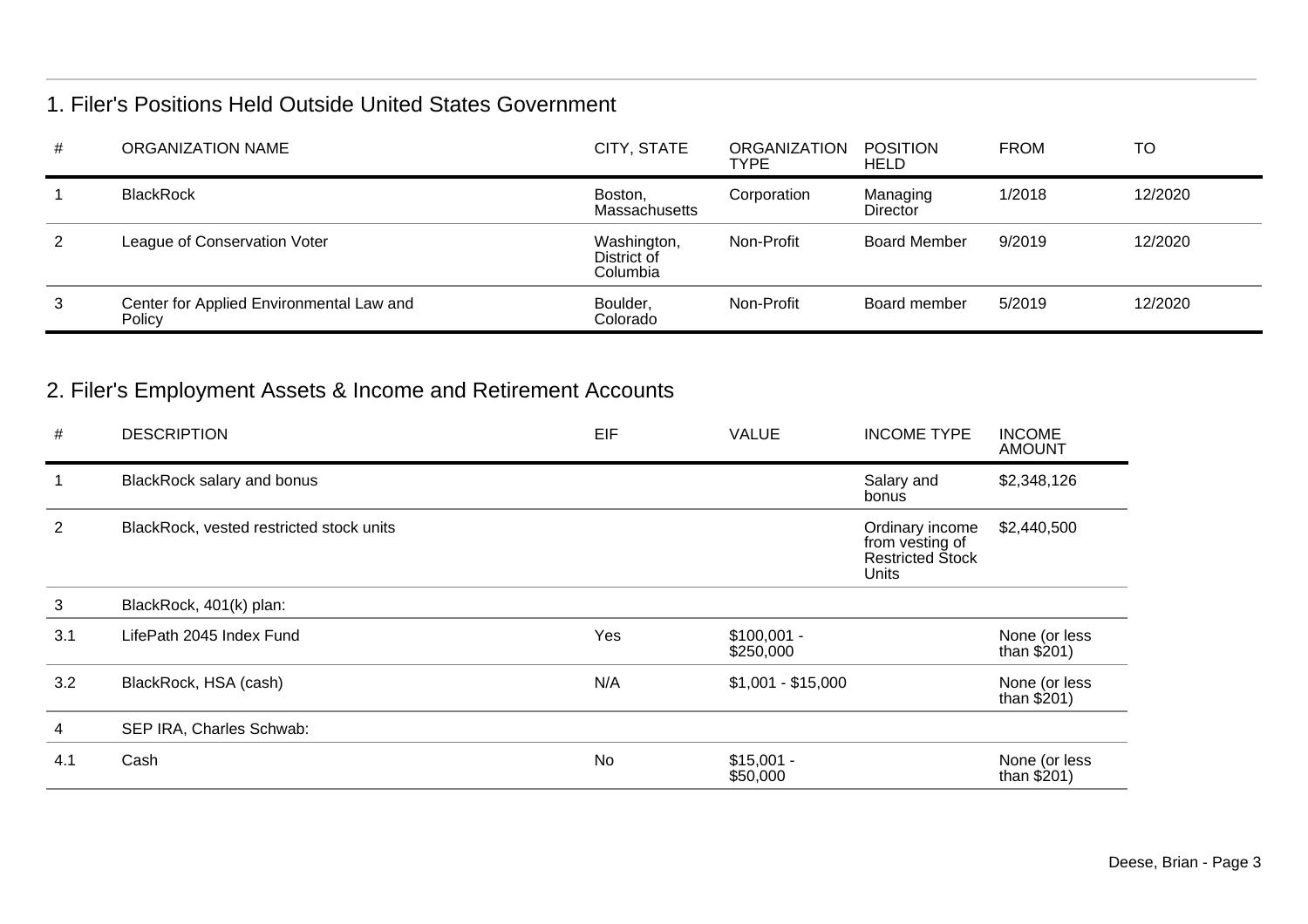## 1. Filer's Positions Held Outside United States Government

| # | ORGANIZATION NAME | CITY, STATE | ORGANIZATION TYPE | POSITION HELD | FROM | TO |
|---|---|---|---|---|---|---|
| 1 | BlackRock | Boston, Massachusetts | Corporation | Managing Director | 1/2018 | 12/2020 |
| 2 | League of Conservation Voter | Washington, District of Columbia | Non-Profit | Board Member | 9/2019 | 12/2020 |
| 3 | Center for Applied Environmental Law and Policy | Boulder, Colorado | Non-Profit | Board member | 5/2019 | 12/2020 |

## 2. Filer's Employment Assets & Income and Retirement Accounts

| # | DESCRIPTION | EIF | VALUE | INCOME TYPE | INCOME AMOUNT |
|---|---|---|---|---|---|
| 1 | BlackRock salary and bonus | | | Salary and bonus | $2,348,126 |
| 2 | BlackRock, vested restricted stock units | | | Ordinary income from vesting of Restricted Stock Units | $2,440,500 |
| 3 | BlackRock, 401(k) plan: | | | | |
| 3.1 | LifePath 2045 Index Fund | Yes | $100,001 - $250,000 | | None (or less than $201) |
| 3.2 | BlackRock, HSA (cash) | N/A | $1,001 - $15,000 | | None (or less than $201) |
| 4 | SEP IRA, Charles Schwab: | | | | |
| 4.1 | Cash | No | $15,001 - $50,000 | | None (or less than $201) |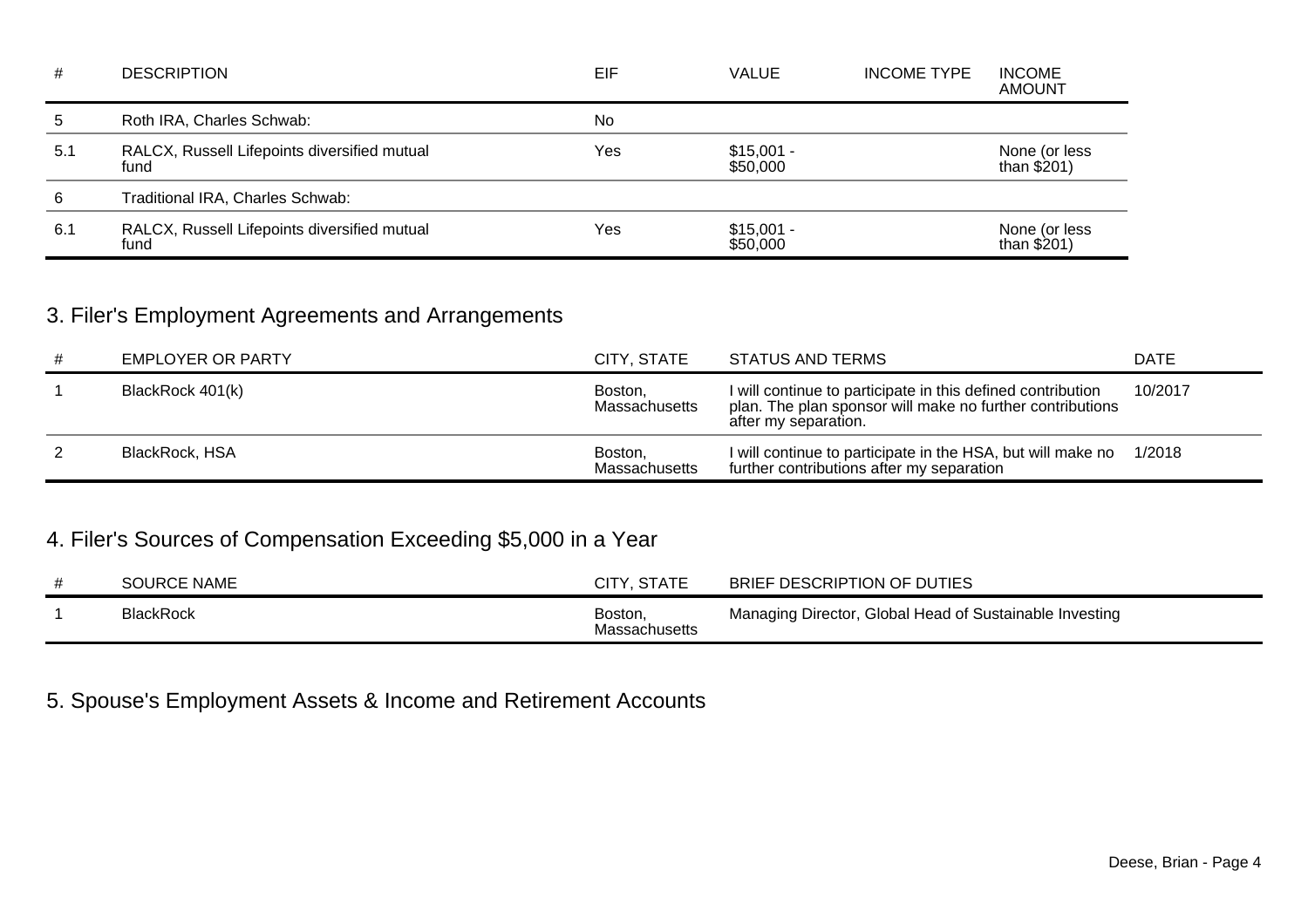| # | DESCRIPTION | EIF | VALUE | INCOME TYPE | INCOME AMOUNT |
|---|---|---|---|---|---|
| 5 | Roth IRA, Charles Schwab: | No | | | |
| 5.1 | RALCX, Russell Lifepoints diversified mutual fund | Yes | $15,001 - $50,000 | | None (or less than $201) |
| 6 | Traditional IRA, Charles Schwab: | | | | |
| 6.1 | RALCX, Russell Lifepoints diversified mutual fund | Yes | $15,001 - $50,000 | | None (or less than $201) |

## 3. Filer's Employment Agreements and Arrangements

| # | EMPLOYER OR PARTY | CITY, STATE | STATUS AND TERMS | DATE |
|---|---|---|---|---|
| 1 | BlackRock 401(k) | Boston, Massachusetts | I will continue to participate in this defined contribution plan. The plan sponsor will make no further contributions after my separation. | 10/2017 |
| 2 | BlackRock, HSA | Boston, Massachusetts | I will continue to participate in the HSA, but will make no further contributions after my separation | 1/2018 |

## 4. Filer's Sources of Compensation Exceeding $5,000 in a Year

| # | SOURCE NAME | CITY, STATE | BRIEF DESCRIPTION OF DUTIES |
|---|---|---|---|
| 1 | BlackRock | Boston, Massachusetts | Managing Director, Global Head of Sustainable Investing |

## 5. Spouse's Employment Assets & Income and Retirement Accounts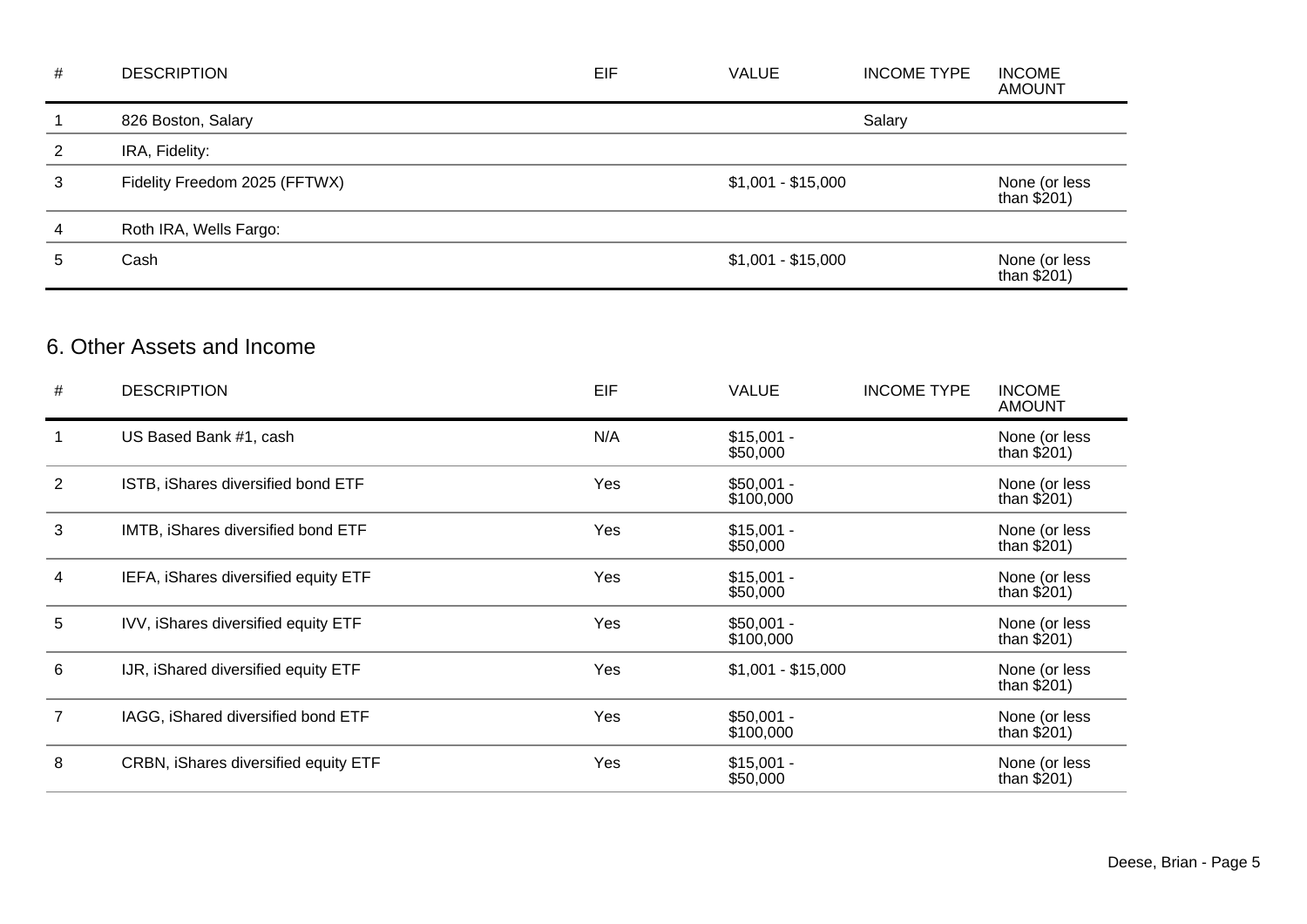| # | DESCRIPTION | EIF | VALUE | INCOME TYPE | INCOME AMOUNT |
|---|---|---|---|---|---|
| 1 | 826 Boston, Salary | | | Salary | |
| 2 | IRA, Fidelity: | | | | |
| 3 | Fidelity Freedom 2025 (FFTWX) | | $1,001 - $15,000 | | None (or less than $201) |
| 4 | Roth IRA, Wells Fargo: | | | | |
| 5 | Cash | | $1,001 - $15,000 | | None (or less than $201) |

## 6. Other Assets and Income

| # | DESCRIPTION | EIF | VALUE | INCOME TYPE | INCOME AMOUNT |
|---|---|---|---|---|---|
| 1 | US Based Bank #1, cash | N/A | $15,001 - $50,000 | | None (or less than $201) |
| 2 | ISTB, iShares diversified bond ETF | Yes | $50,001 - $100,000 | | None (or less than $201) |
| 3 | IMTB, iShares diversified bond ETF | Yes | $15,001 - $50,000 | | None (or less than $201) |
| 4 | IEFA, iShares diversified equity ETF | Yes | $15,001 - $50,000 | | None (or less than $201) |
| 5 | IVV, iShares diversified equity ETF | Yes | $50,001 - $100,000 | | None (or less than $201) |
| 6 | IJR, iShared diversified equity ETF | Yes | $1,001 - $15,000 | | None (or less than $201) |
| 7 | IAGG, iShared diversified bond ETF | Yes | $50,001 - $100,000 | | None (or less than $201) |
| 8 | CRBN, iShares diversified equity ETF | Yes | $15,001 - $50,000 | | None (or less than $201) |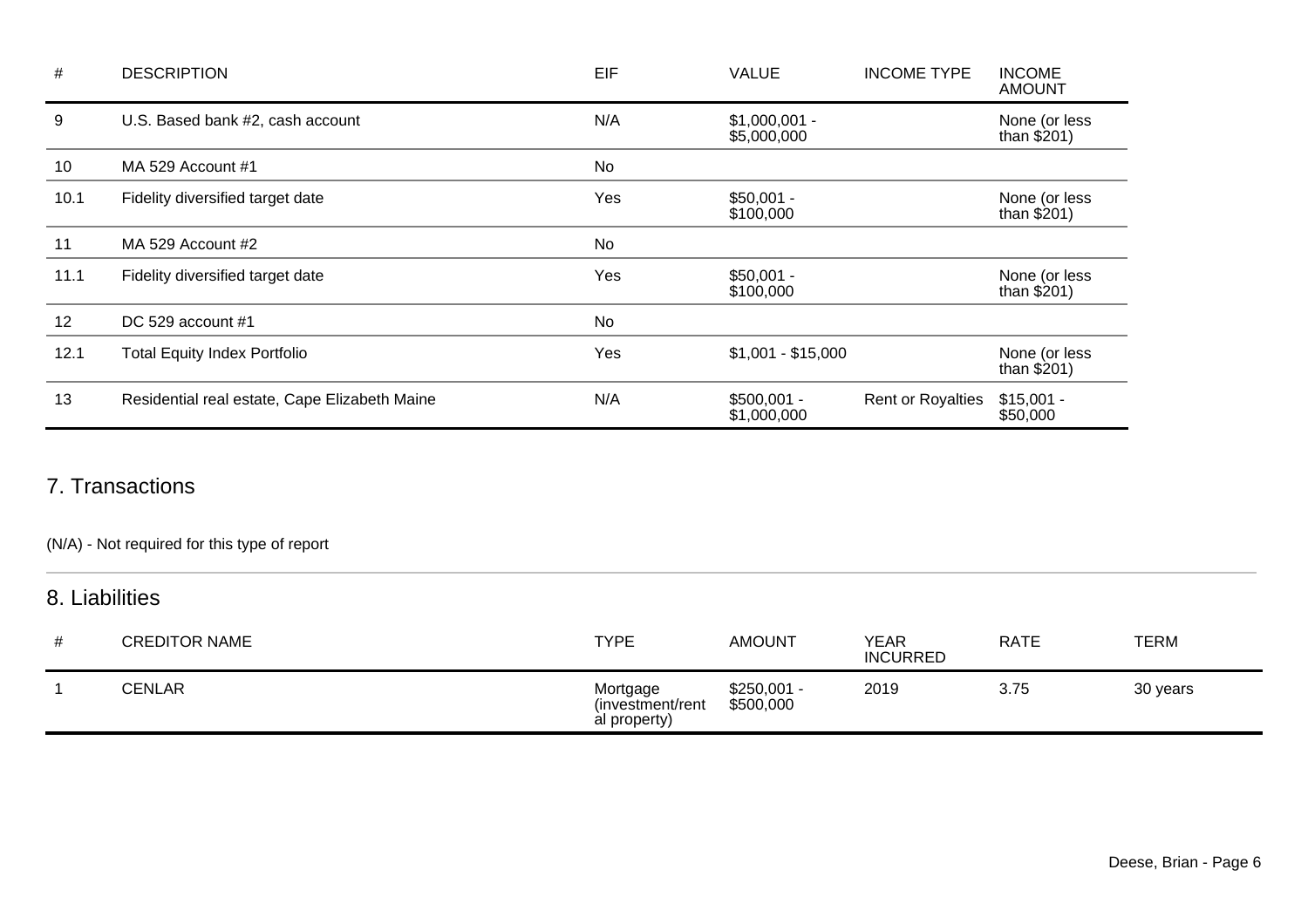| # | DESCRIPTION | EIF | VALUE | INCOME TYPE | INCOME AMOUNT |
|---|---|---|---|---|---|
| 9 | U.S. Based bank #2, cash account | N/A | $1,000,001 - $5,000,000 | | None (or less than $201) |
| 10 | MA 529 Account #1 | No | | | |
| 10.1 | Fidelity diversified target date | Yes | $50,001 - $100,000 | | None (or less than $201) |
| 11 | MA 529 Account #2 | No | | | |
| 11.1 | Fidelity diversified target date | Yes | $50,001 - $100,000 | | None (or less than $201) |
| 12 | DC 529 account #1 | No | | | |
| 12.1 | Total Equity Index Portfolio | Yes | $1,001 - $15,000 | | None (or less than $201) |
| 13 | Residential real estate, Cape Elizabeth Maine | N/A | $500,001 - $1,000,000 | Rent or Royalties | $15,001 - $50,000 |

## 7. Transactions

(N/A) - Not required for this type of report

## 8. Liabilities

| # | CREDITOR NAME | TYPE | AMOUNT | YEAR INCURRED | RATE | TERM |
|---|---|---|---|---|---|---|
| 1 | CENLAR | Mortgage (investment/rental property) | $250,001 - $500,000 | 2019 | 3.75 | 30 years |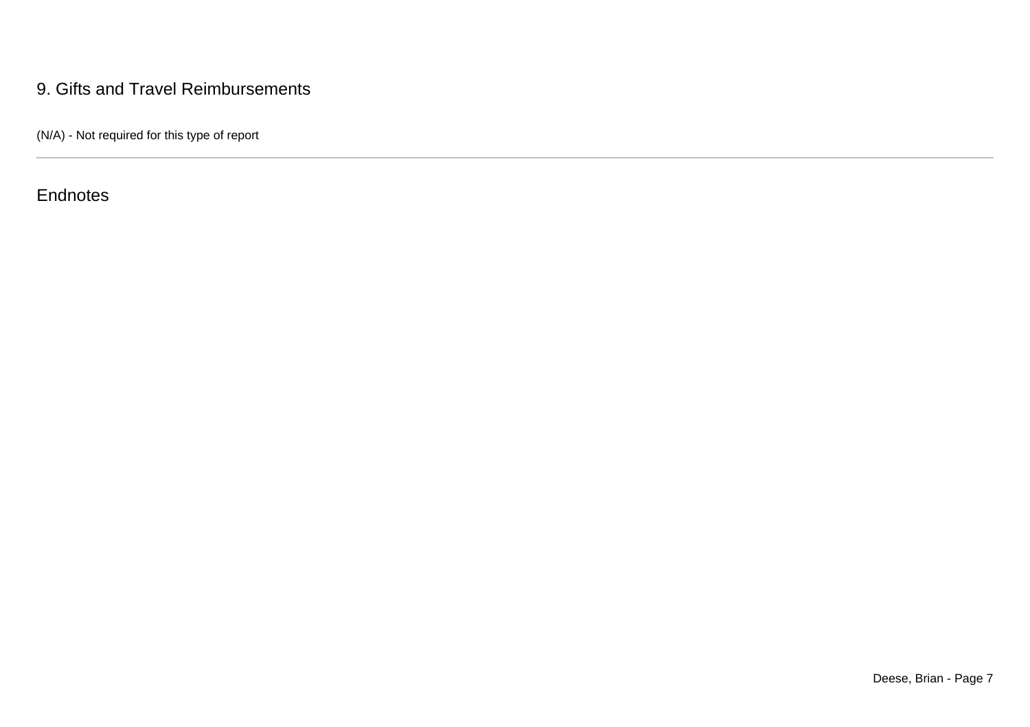## 9. Gifts and Travel Reimbursements

(N/A) - Not required for this type of report

---

## Endnotes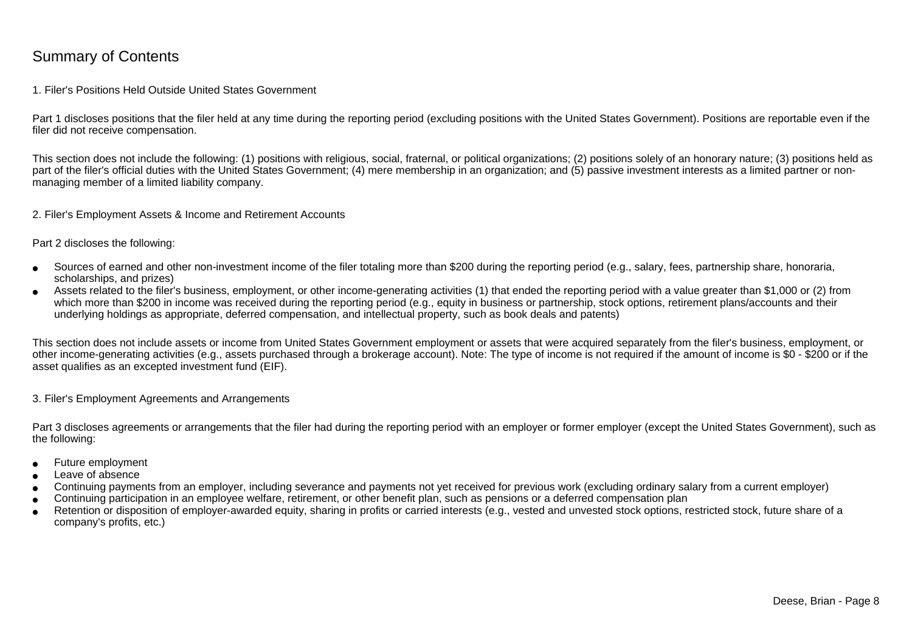# Summary of Contents

## 1. Filer's Positions Held Outside United States Government

Part 1 discloses positions that the filer held at any time during the reporting period (excluding positions with the United States Government). Positions are reportable even if the filer did not receive compensation.

This section does not include the following: (1) positions with religious, social, fraternal, or political organizations; (2) positions solely of an honorary nature; (3) positions held as part of the filer's official duties with the United States Government; (4) mere membership in an organization; and (5) passive investment interests as a limited partner or non-managing member of a limited liability company.

## 2. Filer's Employment Assets & Income and Retirement Accounts

Part 2 discloses the following:

- Sources of earned and other non-investment income of the filer totaling more than $200 during the reporting period (e.g., salary, fees, partnership share, honoraria, scholarships, and prizes)
- Assets related to the filer's business, employment, or other income-generating activities (1) that ended the reporting period with a value greater than $1,000 or (2) from which more than $200 in income was received during the reporting period (e.g., equity in business or partnership, stock options, retirement plans/accounts and their underlying holdings as appropriate, deferred compensation, and intellectual property, such as book deals and patents)

This section does not include assets or income from United States Government employment or assets that were acquired separately from the filer's business, employment, or other income-generating activities (e.g., assets purchased through a brokerage account). Note: The type of income is not required if the amount of income is $0 - $200 or if the asset qualifies as an excepted investment fund (EIF).

## 3. Filer's Employment Agreements and Arrangements

Part 3 discloses agreements or arrangements that the filer had during the reporting period with an employer or former employer (except the United States Government), such as the following:

- Future employment
- Leave of absence
- Continuing payments from an employer, including severance and payments not yet received for previous work (excluding ordinary salary from a current employer)
- Continuing participation in an employee welfare, retirement, or other benefit plan, such as pensions or a deferred compensation plan
- Retention or disposition of employer-awarded equity, sharing in profits or carried interests (e.g., vested and unvested stock options, restricted stock, future share of a company's profits, etc.)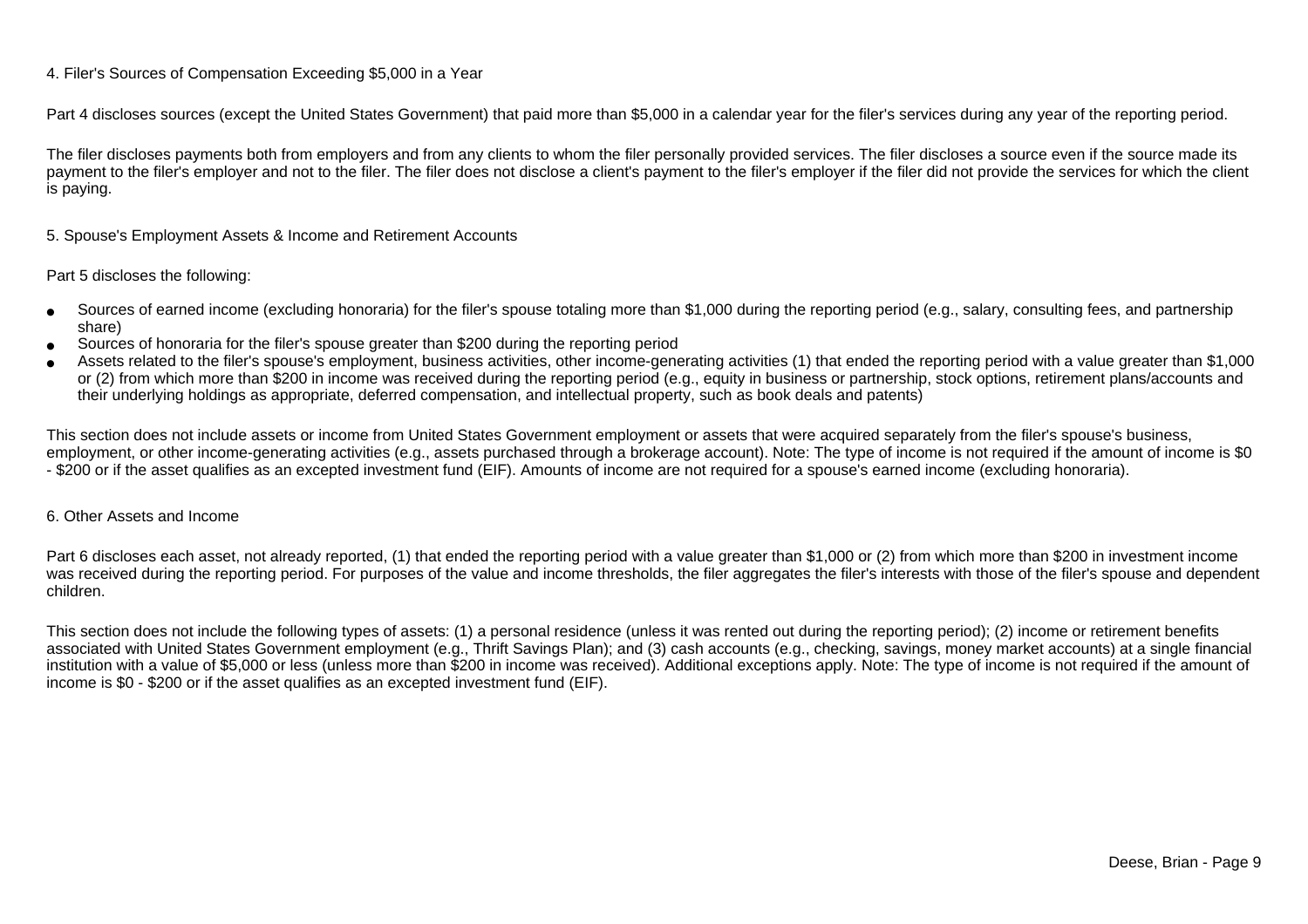## 4. Filer's Sources of Compensation Exceeding $5,000 in a Year

Part 4 discloses sources (except the United States Government) that paid more than $5,000 in a calendar year for the filer's services during any year of the reporting period.

The filer discloses payments both from employers and from any clients to whom the filer personally provided services. The filer discloses a source even if the source made its payment to the filer's employer and not to the filer. The filer does not disclose a client's payment to the filer's employer if the filer did not provide the services for which the client is paying.

## 5. Spouse's Employment Assets & Income and Retirement Accounts

Part 5 discloses the following:

- Sources of earned income (excluding honoraria) for the filer's spouse totaling more than $1,000 during the reporting period (e.g., salary, consulting fees, and partnership share)
- Sources of honoraria for the filer's spouse greater than $200 during the reporting period
- Assets related to the filer's spouse's employment, business activities, other income-generating activities (1) that ended the reporting period with a value greater than $1,000 or (2) from which more than $200 in income was received during the reporting period (e.g., equity in business or partnership, stock options, retirement plans/accounts and their underlying holdings as appropriate, deferred compensation, and intellectual property, such as book deals and patents)

This section does not include assets or income from United States Government employment or assets that were acquired separately from the filer's spouse's business, employment, or other income-generating activities (e.g., assets purchased through a brokerage account). Note: The type of income is not required if the amount of income is $0 - $200 or if the asset qualifies as an excepted investment fund (EIF). Amounts of income are not required for a spouse's earned income (excluding honoraria).

## 6. Other Assets and Income

Part 6 discloses each asset, not already reported, (1) that ended the reporting period with a value greater than $1,000 or (2) from which more than $200 in investment income was received during the reporting period. For purposes of the value and income thresholds, the filer aggregates the filer's interests with those of the filer's spouse and dependent children.

This section does not include the following types of assets: (1) a personal residence (unless it was rented out during the reporting period); (2) income or retirement benefits associated with United States Government employment (e.g., Thrift Savings Plan); and (3) cash accounts (e.g., checking, savings, money market accounts) at a single financial institution with a value of $5,000 or less (unless more than $200 in income was received). Additional exceptions apply. Note: The type of income is not required if the amount of income is $0 - $200 or if the asset qualifies as an excepted investment fund (EIF).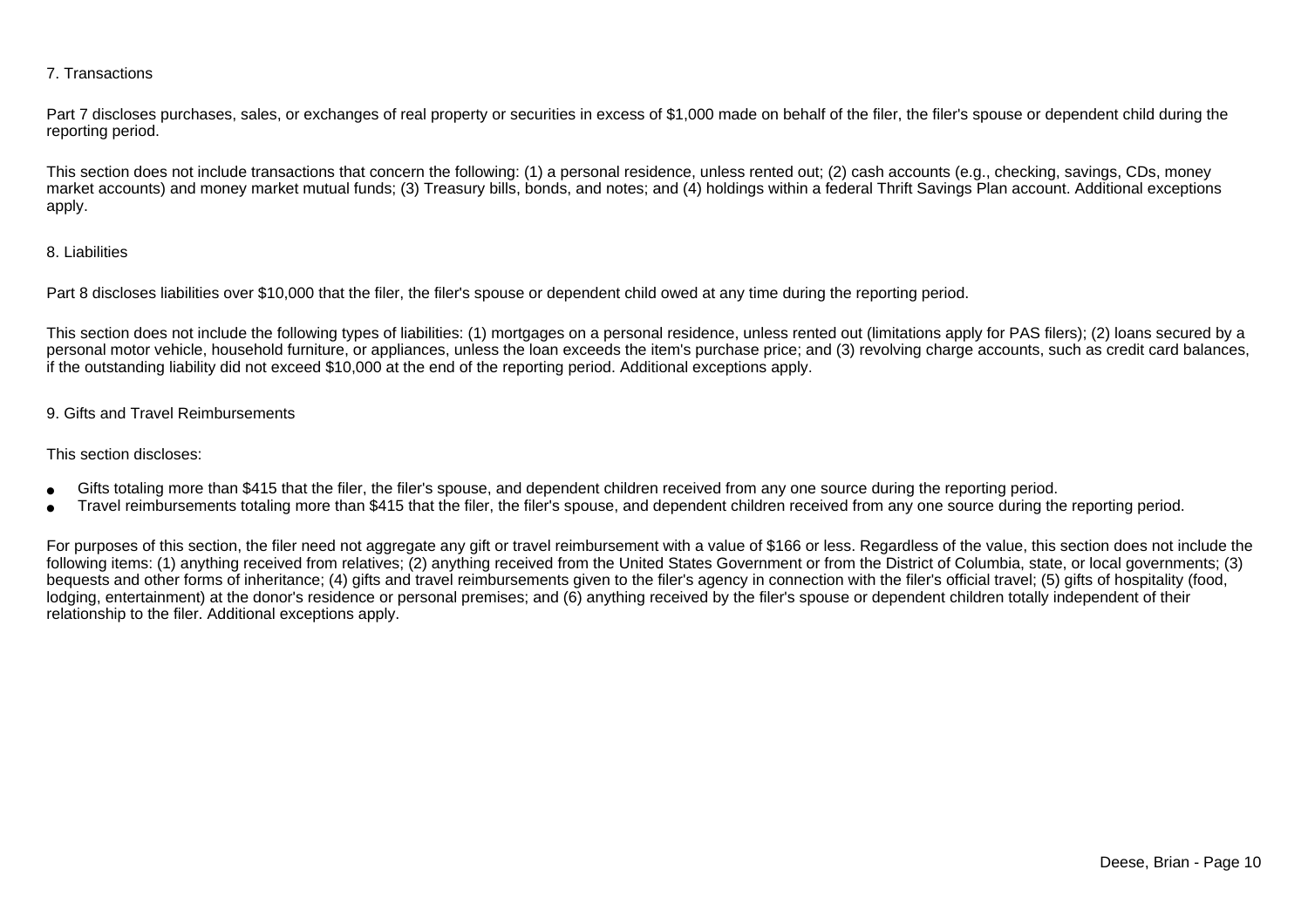7. Transactions

Part 7 discloses purchases, sales, or exchanges of real property or securities in excess of $1,000 made on behalf of the filer, the filer's spouse or dependent child during the reporting period.

This section does not include transactions that concern the following: (1) a personal residence, unless rented out; (2) cash accounts (e.g., checking, savings, CDs, money market accounts) and money market mutual funds; (3) Treasury bills, bonds, and notes; and (4) holdings within a federal Thrift Savings Plan account. Additional exceptions apply.

8. Liabilities

Part 8 discloses liabilities over $10,000 that the filer, the filer's spouse or dependent child owed at any time during the reporting period.

This section does not include the following types of liabilities: (1) mortgages on a personal residence, unless rented out (limitations apply for PAS filers); (2) loans secured by a personal motor vehicle, household furniture, or appliances, unless the loan exceeds the item's purchase price; and (3) revolving charge accounts, such as credit card balances, if the outstanding liability did not exceed $10,000 at the end of the reporting period. Additional exceptions apply.

9. Gifts and Travel Reimbursements

This section discloses:

- Gifts totaling more than $415 that the filer, the filer's spouse, and dependent children received from any one source during the reporting period.
- Travel reimbursements totaling more than $415 that the filer, the filer's spouse, and dependent children received from any one source during the reporting period.

For purposes of this section, the filer need not aggregate any gift or travel reimbursement with a value of $166 or less. Regardless of the value, this section does not include the following items: (1) anything received from relatives; (2) anything received from the United States Government or from the District of Columbia, state, or local governments; (3) bequests and other forms of inheritance; (4) gifts and travel reimbursements given to the filer's agency in connection with the filer's official travel; (5) gifts of hospitality (food, lodging, entertainment) at the donor's residence or personal premises; and (6) anything received by the filer's spouse or dependent children totally independent of their relationship to the filer. Additional exceptions apply.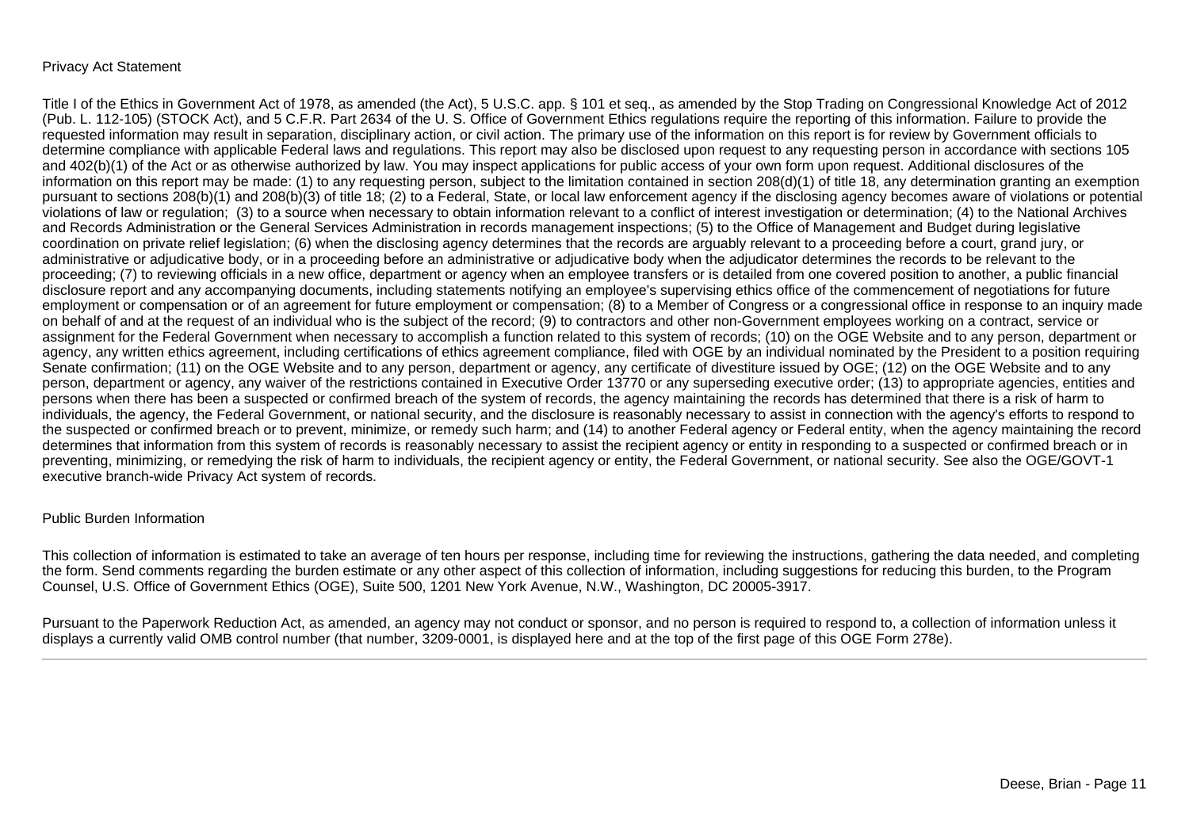## Privacy Act Statement

Title I of the Ethics in Government Act of 1978, as amended (the Act), 5 U.S.C. app. § 101 et seq., as amended by the Stop Trading on Congressional Knowledge Act of 2012 (Pub. L. 112-105) (STOCK Act), and 5 C.F.R. Part 2634 of the U. S. Office of Government Ethics regulations require the reporting of this information. Failure to provide the requested information may result in separation, disciplinary action, or civil action. The primary use of the information on this report is for review by Government officials to determine compliance with applicable Federal laws and regulations. This report may also be disclosed upon request to any requesting person in accordance with sections 105 and 402(b)(1) of the Act or as otherwise authorized by law. You may inspect applications for public access of your own form upon request. Additional disclosures of the information on this report may be made: (1) to any requesting person, subject to the limitation contained in section 208(d)(1) of title 18, any determination granting an exemption pursuant to sections 208(b)(1) and 208(b)(3) of title 18; (2) to a Federal, State, or local law enforcement agency if the disclosing agency becomes aware of violations or potential violations of law or regulation; (3) to a source when necessary to obtain information relevant to a conflict of interest investigation or determination; (4) to the National Archives and Records Administration or the General Services Administration in records management inspections; (5) to the Office of Management and Budget during legislative coordination on private relief legislation; (6) when the disclosing agency determines that the records are arguably relevant to a proceeding before a court, grand jury, or administrative or adjudicative body, or in a proceeding before an administrative or adjudicative body when the adjudicator determines the records to be relevant to the proceeding; (7) to reviewing officials in a new office, department or agency when an employee transfers or is detailed from one covered position to another, a public financial disclosure report and any accompanying documents, including statements notifying an employee's supervising ethics office of the commencement of negotiations for future employment or compensation or of an agreement for future employment or compensation; (8) to a Member of Congress or a congressional office in response to an inquiry made on behalf of and at the request of an individual who is the subject of the record; (9) to contractors and other non-Government employees working on a contract, service or assignment for the Federal Government when necessary to accomplish a function related to this system of records; (10) on the OGE Website and to any person, department or agency, any written ethics agreement, including certifications of ethics agreement compliance, filed with OGE by an individual nominated by the President to a position requiring Senate confirmation; (11) on the OGE Website and to any person, department or agency, any certificate of divestiture issued by OGE; (12) on the OGE Website and to any person, department or agency, any waiver of the restrictions contained in Executive Order 13770 or any superseding executive order; (13) to appropriate agencies, entities and persons when there has been a suspected or confirmed breach of the system of records, the agency maintaining the records has determined that there is a risk of harm to individuals, the agency, the Federal Government, or national security, and the disclosure is reasonably necessary to assist in connection with the agency's efforts to respond to the suspected or confirmed breach or to prevent, minimize, or remedy such harm; and (14) to another Federal agency or Federal entity, when the agency maintaining the record determines that information from this system of records is reasonably necessary to assist the recipient agency or entity in responding to a suspected or confirmed breach or in preventing, minimizing, or remedying the risk of harm to individuals, the recipient agency or entity, the Federal Government, or national security. See also the OGE/GOVT-1 executive branch-wide Privacy Act system of records.

## Public Burden Information

This collection of information is estimated to take an average of ten hours per response, including time for reviewing the instructions, gathering the data needed, and completing the form. Send comments regarding the burden estimate or any other aspect of this collection of information, including suggestions for reducing this burden, to the Program Counsel, U.S. Office of Government Ethics (OGE), Suite 500, 1201 New York Avenue, N.W., Washington, DC 20005-3917.

Pursuant to the Paperwork Reduction Act, as amended, an agency may not conduct or sponsor, and no person is required to respond to, a collection of information unless it displays a currently valid OMB control number (that number, 3209-0001, is displayed here and at the top of the first page of this OGE Form 278e).